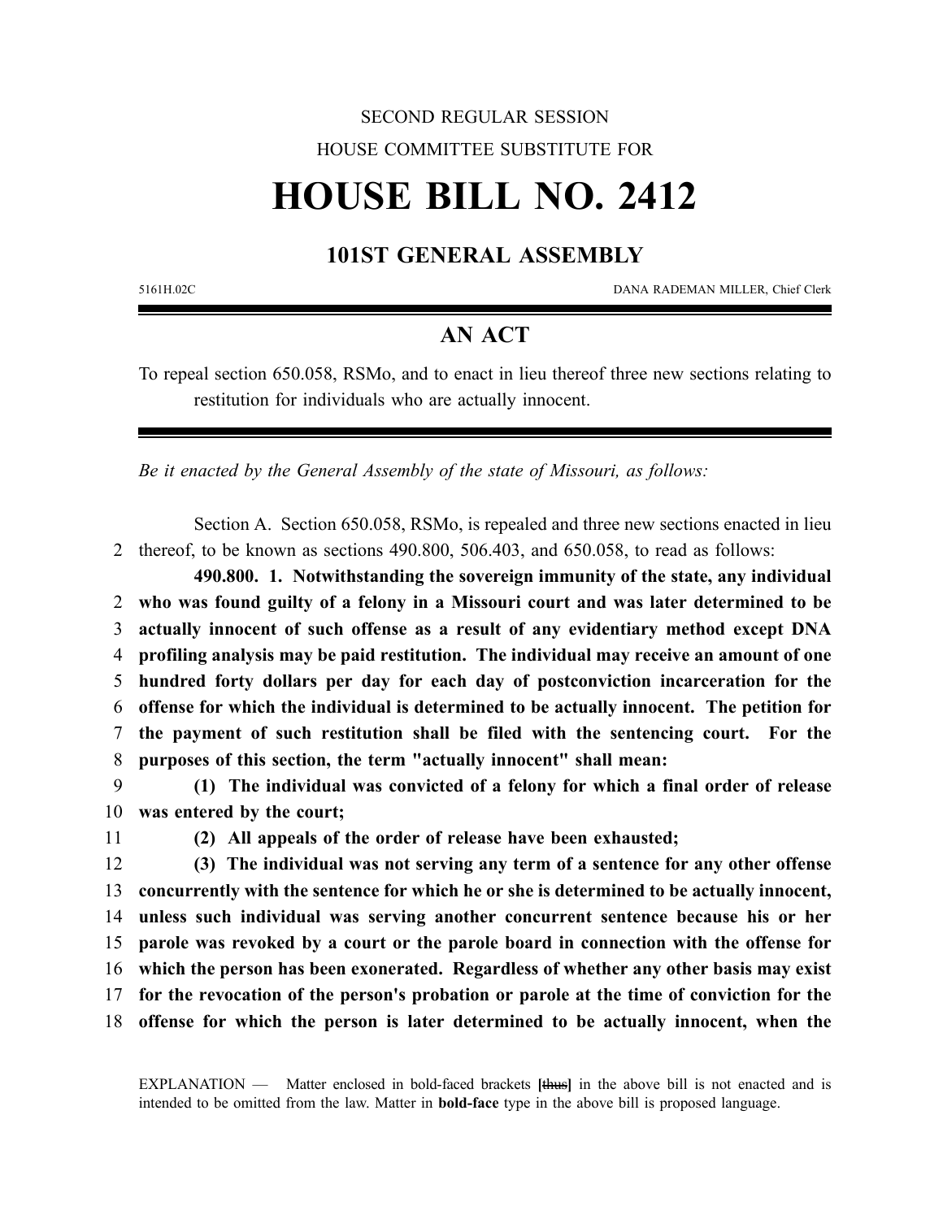SECOND REGULAR SESSION

HOUSE COMMITTEE SUBSTITUTE FOR

# HOUSE BILL NO. 2412

## 101ST GENERAL ASSEMBLY

5161H.02C DANA RADEMAN MILLER, Chief Clerk

## AN ACT

To repeal section 650.058, RSMo, and to enact in lieu thereof three new sections relating to restitution for individuals who are actually innocent.

*Be it enacted by the General Assembly of the state of Missouri, as follows:*

Section A. Section 650.058, RSMo, is repealed and three new sections enacted in lieu thereof, to be known as sections 490.800, 506.403, and 650.058, to read as follows:

**490.800. 1. Notwithstanding the sovereign immunity of the state, any individual who was found guilty of a felony in a Missouri court and was later determined to be actually innocent of such offense as a result of any evidentiary method except DNA profiling analysis may be paid restitution. The individual may receive an amount of one hundred forty dollars per day for each day of postconviction incarceration for the offense for which the individual is determined to be actually innocent. The petition for the payment of such restitution shall be filed with the sentencing court. For the purposes of this section, the term "actually innocent" shall mean:**

**(1) The individual was convicted of a felony for which a final order of release was entered by the court;**

**(2) All appeals of the order of release have been exhausted;**

**(3) The individual was not serving any term of a sentence for any other offense concurrently with the sentence for which he or she is determined to be actually innocent, unless such individual was serving another concurrent sentence because his or her parole was revoked by a court or the parole board in connection with the offense for which the person has been exonerated. Regardless of whether any other basis may exist for the revocation of the person's probation or parole at the time of conviction for the offense for which the person is later determined to be actually innocent, when the**

EXPLANATION — Matter enclosed in bold-faced brackets **[~~thus~~]** in the above bill is not enacted and is intended to be omitted from the law. Matter in **bold-face** type in the above bill is proposed language.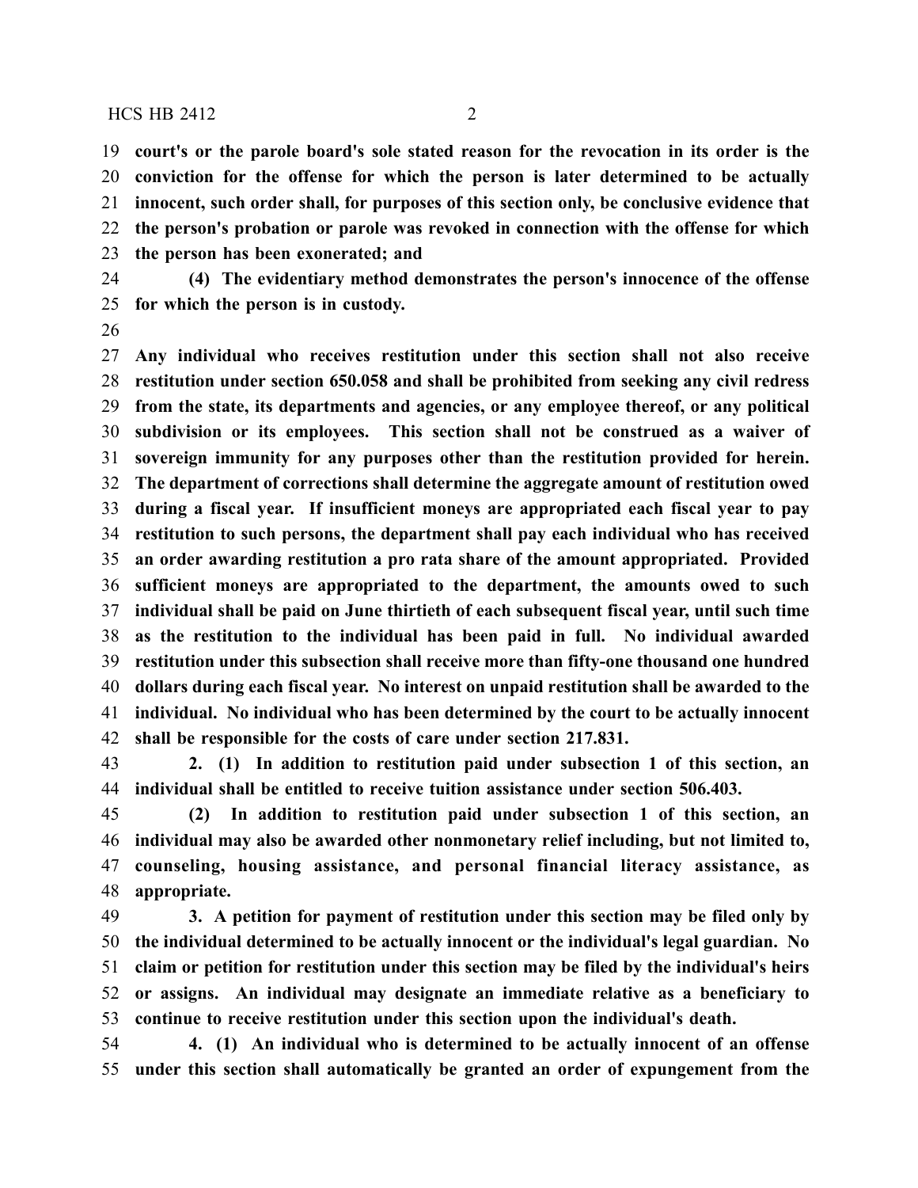**court's or the parole board's sole stated reason for the revocation in its order is the conviction for the offense for which the person is later determined to be actually innocent, such order shall, for purposes of this section only, be conclusive evidence that the person's probation or parole was revoked in connection with the offense for which the person has been exonerated; and**

**(4) The evidentiary method demonstrates the person's innocence of the offense for which the person is in custody.**

**Any individual who receives restitution under this section shall not also receive restitution under section 650.058 and shall be prohibited from seeking any civil redress from the state, its departments and agencies, or any employee thereof, or any political subdivision or its employees. This section shall not be construed as a waiver of sovereign immunity for any purposes other than the restitution provided for herein. The department of corrections shall determine the aggregate amount of restitution owed during a fiscal year. If insufficient moneys are appropriated each fiscal year to pay restitution to such persons, the department shall pay each individual who has received an order awarding restitution a pro rata share of the amount appropriated. Provided sufficient moneys are appropriated to the department, the amounts owed to such individual shall be paid on June thirtieth of each subsequent fiscal year, until such time as the restitution to the individual has been paid in full. No individual awarded restitution under this subsection shall receive more than fifty-one thousand one hundred dollars during each fiscal year. No interest on unpaid restitution shall be awarded to the individual. No individual who has been determined by the court to be actually innocent shall be responsible for the costs of care under section 217.831.**

**2. (1) In addition to restitution paid under subsection 1 of this section, an individual shall be entitled to receive tuition assistance under section 506.403.**

**(2) In addition to restitution paid under subsection 1 of this section, an individual may also be awarded other nonmonetary relief including, but not limited to, counseling, housing assistance, and personal financial literacy assistance, as appropriate.**

**3. A petition for payment of restitution under this section may be filed only by the individual determined to be actually innocent or the individual's legal guardian. No claim or petition for restitution under this section may be filed by the individual's heirs or assigns. An individual may designate an immediate relative as a beneficiary to continue to receive restitution under this section upon the individual's death.**

**4. (1) An individual who is determined to be actually innocent of an offense under this section shall automatically be granted an order of expungement from the**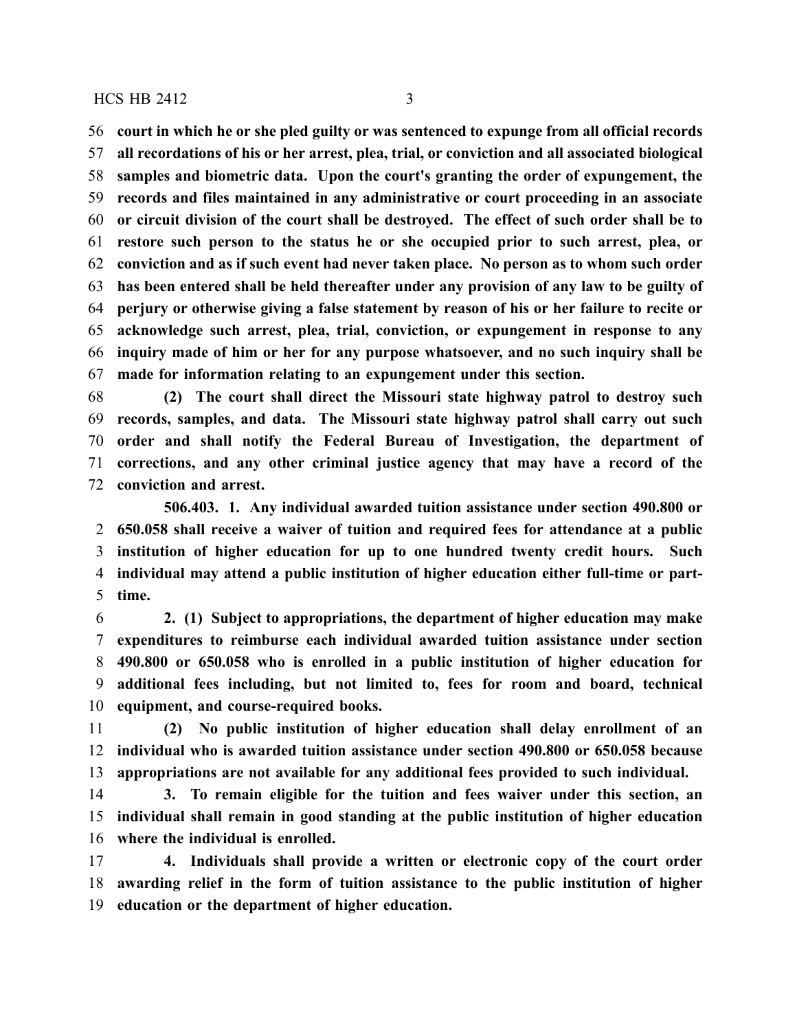**court in which he or she pled guilty or was sentenced to expunge from all official records all recordations of his or her arrest, plea, trial, or conviction and all associated biological samples and biometric data. Upon the court's granting the order of expungement, the records and files maintained in any administrative or court proceeding in an associate or circuit division of the court shall be destroyed. The effect of such order shall be to restore such person to the status he or she occupied prior to such arrest, plea, or conviction and as if such event had never taken place. No person as to whom such order has been entered shall be held thereafter under any provision of any law to be guilty of perjury or otherwise giving a false statement by reason of his or her failure to recite or acknowledge such arrest, plea, trial, conviction, or expungement in response to any inquiry made of him or her for any purpose whatsoever, and no such inquiry shall be made for information relating to an expungement under this section.**

**(2) The court shall direct the Missouri state highway patrol to destroy such records, samples, and data. The Missouri state highway patrol shall carry out such order and shall notify the Federal Bureau of Investigation, the department of corrections, and any other criminal justice agency that may have a record of the conviction and arrest.**

**506.403. 1. Any individual awarded tuition assistance under section 490.800 or 650.058 shall receive a waiver of tuition and required fees for attendance at a public institution of higher education for up to one hundred twenty credit hours. Such individual may attend a public institution of higher education either full-time or part-time.**

**2. (1) Subject to appropriations, the department of higher education may make expenditures to reimburse each individual awarded tuition assistance under section 490.800 or 650.058 who is enrolled in a public institution of higher education for additional fees including, but not limited to, fees for room and board, technical equipment, and course-required books.**

**(2) No public institution of higher education shall delay enrollment of an individual who is awarded tuition assistance under section 490.800 or 650.058 because appropriations are not available for any additional fees provided to such individual.**

**3. To remain eligible for the tuition and fees waiver under this section, an individual shall remain in good standing at the public institution of higher education where the individual is enrolled.**

**4. Individuals shall provide a written or electronic copy of the court order awarding relief in the form of tuition assistance to the public institution of higher education or the department of higher education.**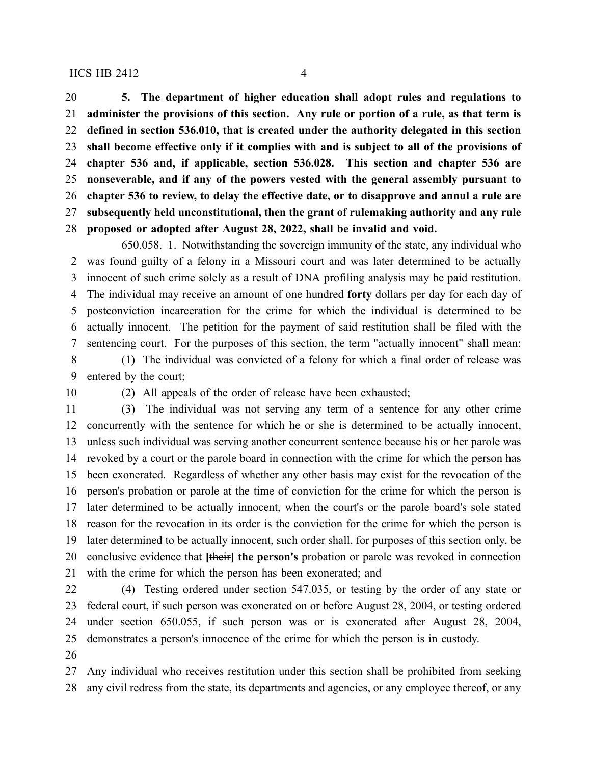**5. The department of higher education shall adopt rules and regulations to administer the provisions of this section. Any rule or portion of a rule, as that term is defined in section 536.010, that is created under the authority delegated in this section shall become effective only if it complies with and is subject to all of the provisions of chapter 536 and, if applicable, section 536.028. This section and chapter 536 are nonseverable, and if any of the powers vested with the general assembly pursuant to chapter 536 to review, to delay the effective date, or to disapprove and annul a rule are subsequently held unconstitutional, then the grant of rulemaking authority and any rule proposed or adopted after August 28, 2022, shall be invalid and void.**

650.058. 1. Notwithstanding the sovereign immunity of the state, any individual who was found guilty of a felony in a Missouri court and was later determined to be actually innocent of such crime solely as a result of DNA profiling analysis may be paid restitution. The individual may receive an amount of one hundred **forty** dollars per day for each day of postconviction incarceration for the crime for which the individual is determined to be actually innocent. The petition for the payment of said restitution shall be filed with the sentencing court. For the purposes of this section, the term "actually innocent" shall mean:

(1) The individual was convicted of a felony for which a final order of release was entered by the court;

(2) All appeals of the order of release have been exhausted;

(3) The individual was not serving any term of a sentence for any other crime concurrently with the sentence for which he or she is determined to be actually innocent, unless such individual was serving another concurrent sentence because his or her parole was revoked by a court or the parole board in connection with the crime for which the person has been exonerated. Regardless of whether any other basis may exist for the revocation of the person's probation or parole at the time of conviction for the crime for which the person is later determined to be actually innocent, when the court's or the parole board's sole stated reason for the revocation in its order is the conviction for the crime for which the person is later determined to be actually innocent, such order shall, for purposes of this section only, be conclusive evidence that **[**~~their~~**] the person's** probation or parole was revoked in connection with the crime for which the person has been exonerated; and

(4) Testing ordered under section 547.035, or testing by the order of any state or federal court, if such person was exonerated on or before August 28, 2004, or testing ordered under section 650.055, if such person was or is exonerated after August 28, 2004, demonstrates a person's innocence of the crime for which the person is in custody.

Any individual who receives restitution under this section shall be prohibited from seeking any civil redress from the state, its departments and agencies, or any employee thereof, or any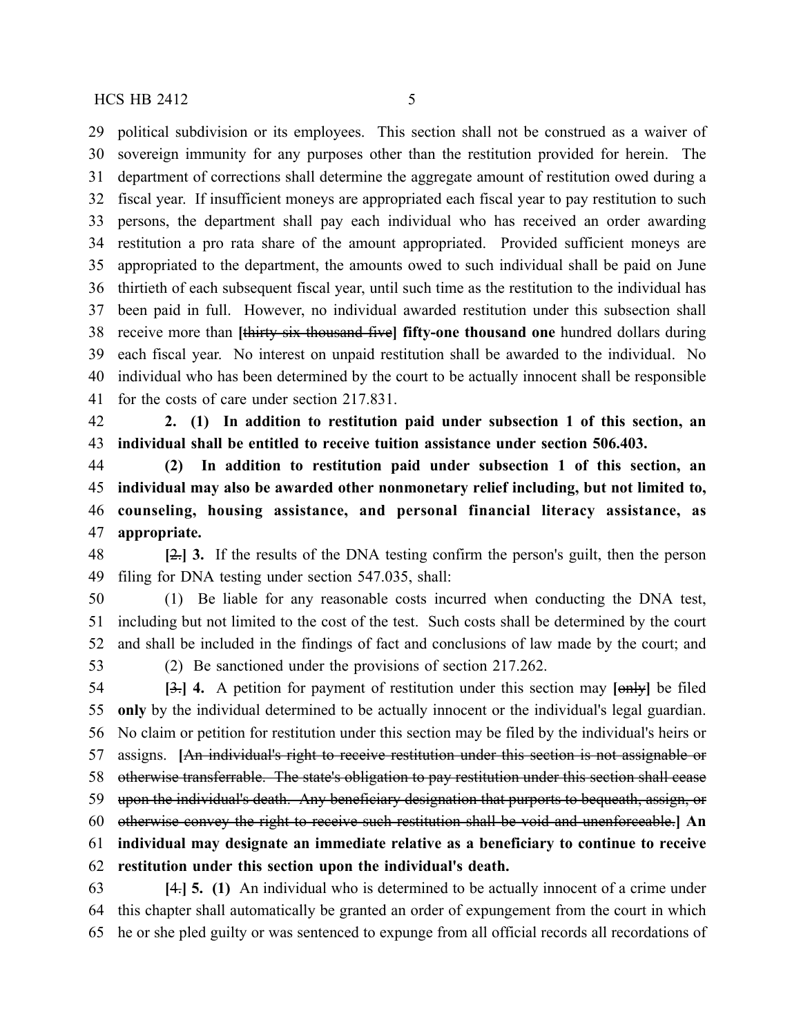political subdivision or its employees. This section shall not be construed as a waiver of sovereign immunity for any purposes other than the restitution provided for herein. The department of corrections shall determine the aggregate amount of restitution owed during a fiscal year. If insufficient moneys are appropriated each fiscal year to pay restitution to such persons, the department shall pay each individual who has received an order awarding restitution a pro rata share of the amount appropriated. Provided sufficient moneys are appropriated to the department, the amounts owed to such individual shall be paid on June thirtieth of each subsequent fiscal year, until such time as the restitution to the individual has been paid in full. However, no individual awarded restitution under this subsection shall receive more than **[**~~thirty-six thousand five~~**] fifty-one thousand one** hundred dollars during each fiscal year. No interest on unpaid restitution shall be awarded to the individual. No individual who has been determined by the court to be actually innocent shall be responsible for the costs of care under section 217.831.

**2. (1) In addition to restitution paid under subsection 1 of this section, an individual shall be entitled to receive tuition assistance under section 506.403.**

**(2) In addition to restitution paid under subsection 1 of this section, an individual may also be awarded other nonmonetary relief including, but not limited to, counseling, housing assistance, and personal financial literacy assistance, as appropriate.**

**[**~~2.~~**] 3.** If the results of the DNA testing confirm the person's guilt, then the person filing for DNA testing under section 547.035, shall:

(1) Be liable for any reasonable costs incurred when conducting the DNA test, including but not limited to the cost of the test. Such costs shall be determined by the court and shall be included in the findings of fact and conclusions of law made by the court; and

(2) Be sanctioned under the provisions of section 217.262.

**[**~~3.~~**] 4.** A petition for payment of restitution under this section may **[**~~only~~**]** be filed **only** by the individual determined to be actually innocent or the individual's legal guardian. No claim or petition for restitution under this section may be filed by the individual's heirs or assigns. **[**~~An individual's right to receive restitution under this section is not assignable or otherwise transferrable. The state's obligation to pay restitution under this section shall cease upon the individual's death. Any beneficiary designation that purports to bequeath, assign, or otherwise convey the right to receive such restitution shall be void and unenforceable.~~**] An individual may designate an immediate relative as a beneficiary to continue to receive restitution under this section upon the individual's death.**

**[**~~4.~~**] 5. (1)** An individual who is determined to be actually innocent of a crime under this chapter shall automatically be granted an order of expungement from the court in which he or she pled guilty or was sentenced to expunge from all official records all recordations of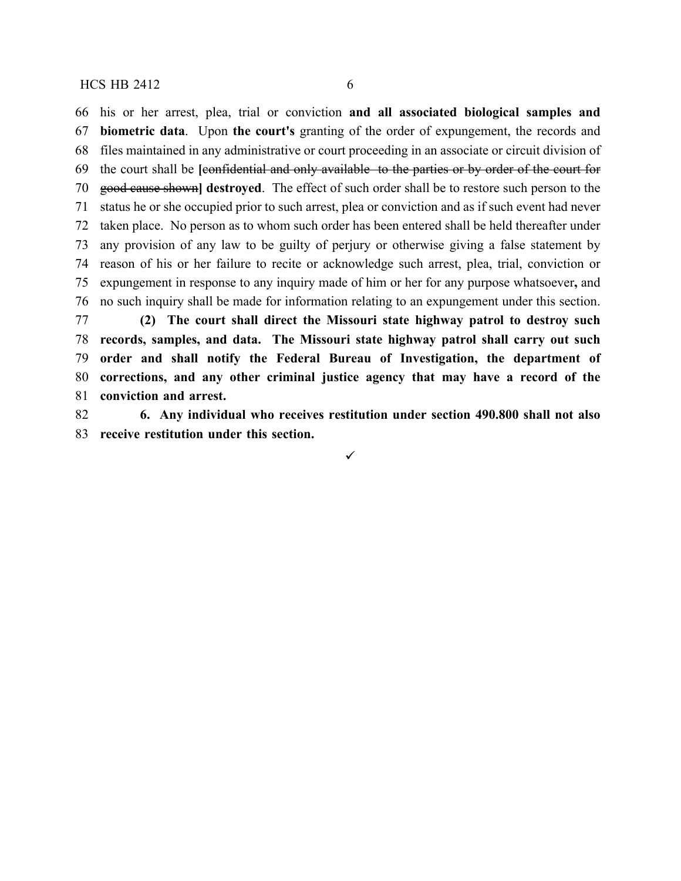his or her arrest, plea, trial or conviction **and all associated biological samples and biometric data**. Upon **the court's** granting of the order of expungement, the records and files maintained in any administrative or court proceeding in an associate or circuit division of the court shall be **[**~~confidential and only available to the parties or by order of the court for good cause shown~~**] destroyed**. The effect of such order shall be to restore such person to the status he or she occupied prior to such arrest, plea or conviction and as if such event had never taken place. No person as to whom such order has been entered shall be held thereafter under any provision of any law to be guilty of perjury or otherwise giving a false statement by reason of his or her failure to recite or acknowledge such arrest, plea, trial, conviction or expungement in response to any inquiry made of him or her for any purpose whatsoever**,** and no such inquiry shall be made for information relating to an expungement under this section.

**(2) The court shall direct the Missouri state highway patrol to destroy such records, samples, and data. The Missouri state highway patrol shall carry out such order and shall notify the Federal Bureau of Investigation, the department of corrections, and any other criminal justice agency that may have a record of the conviction and arrest.**

**6. Any individual who receives restitution under section 490.800 shall not also receive restitution under this section.**

✓